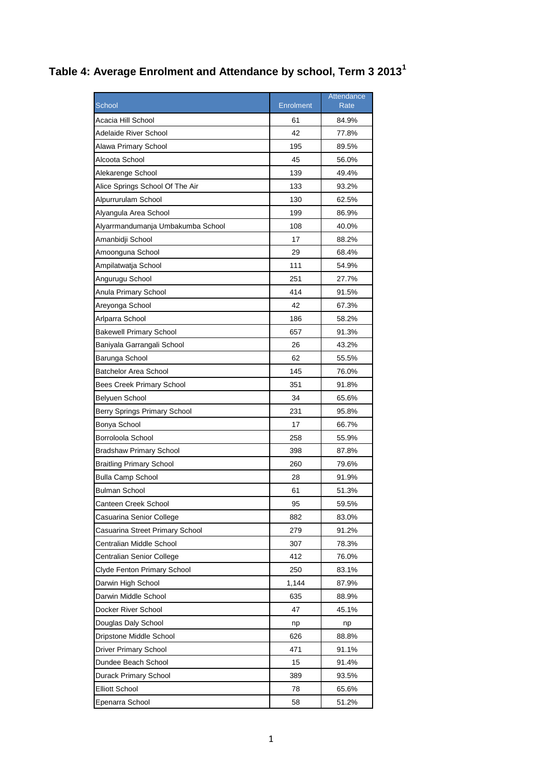## Table 4: Average Enrolment and Attendance by school, Term 3 2013[1]

| School | Enrolment | Attendance Rate |
|---|---|---|
| Acacia Hill School | 61 | 84.9% |
| Adelaide River School | 42 | 77.8% |
| Alawa Primary School | 195 | 89.5% |
| Alcoota School | 45 | 56.0% |
| Alekarenge School | 139 | 49.4% |
| Alice Springs School Of The Air | 133 | 93.2% |
| Alpurrurulam School | 130 | 62.5% |
| Alyangula Area School | 199 | 86.9% |
| Alyarrmandumanja Umbakumba School | 108 | 40.0% |
| Amanbidji School | 17 | 88.2% |
| Amoonguna School | 29 | 68.4% |
| Ampilatwatja School | 111 | 54.9% |
| Angurugu School | 251 | 27.7% |
| Anula Primary School | 414 | 91.5% |
| Areyonga School | 42 | 67.3% |
| Arlparra School | 186 | 58.2% |
| Bakewell Primary School | 657 | 91.3% |
| Baniyala Garrangali School | 26 | 43.2% |
| Barunga School | 62 | 55.5% |
| Batchelor Area School | 145 | 76.0% |
| Bees Creek Primary School | 351 | 91.8% |
| Belyuen School | 34 | 65.6% |
| Berry Springs Primary School | 231 | 95.8% |
| Bonya School | 17 | 66.7% |
| Borroloola School | 258 | 55.9% |
| Bradshaw Primary School | 398 | 87.8% |
| Braitling Primary School | 260 | 79.6% |
| Bulla Camp School | 28 | 91.9% |
| Bulman School | 61 | 51.3% |
| Canteen Creek School | 95 | 59.5% |
| Casuarina Senior College | 882 | 83.0% |
| Casuarina Street Primary School | 279 | 91.2% |
| Centralian Middle School | 307 | 78.3% |
| Centralian Senior College | 412 | 76.0% |
| Clyde Fenton Primary School | 250 | 83.1% |
| Darwin High School | 1,144 | 87.9% |
| Darwin Middle School | 635 | 88.9% |
| Docker River School | 47 | 45.1% |
| Douglas Daly School | np | np |
| Dripstone Middle School | 626 | 88.8% |
| Driver Primary School | 471 | 91.1% |
| Dundee Beach School | 15 | 91.4% |
| Durack Primary School | 389 | 93.5% |
| Elliott School | 78 | 65.6% |
| Epenarra School | 58 | 51.2% |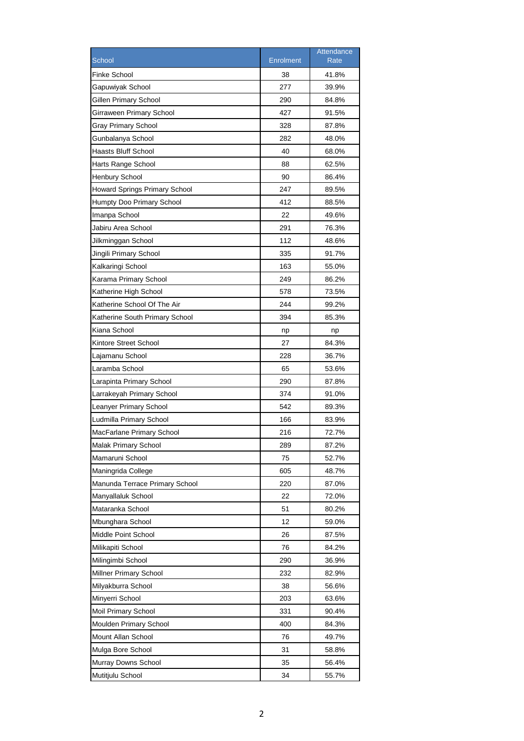| School | Enrolment | Attendance Rate |
|---|---|---|
| Finke School | 38 | 41.8% |
| Gapuwiyak School | 277 | 39.9% |
| Gillen Primary School | 290 | 84.8% |
| Girraween Primary School | 427 | 91.5% |
| Gray Primary School | 328 | 87.8% |
| Gunbalanya School | 282 | 48.0% |
| Haasts Bluff School | 40 | 68.0% |
| Harts Range School | 88 | 62.5% |
| Henbury School | 90 | 86.4% |
| Howard Springs Primary School | 247 | 89.5% |
| Humpty Doo Primary School | 412 | 88.5% |
| Imanpa School | 22 | 49.6% |
| Jabiru Area School | 291 | 76.3% |
| Jilkminggan School | 112 | 48.6% |
| Jingili Primary School | 335 | 91.7% |
| Kalkaringi School | 163 | 55.0% |
| Karama Primary School | 249 | 86.2% |
| Katherine High School | 578 | 73.5% |
| Katherine School Of The Air | 244 | 99.2% |
| Katherine South Primary School | 394 | 85.3% |
| Kiana School | np | np |
| Kintore Street School | 27 | 84.3% |
| Lajamanu School | 228 | 36.7% |
| Laramba School | 65 | 53.6% |
| Larapinta Primary School | 290 | 87.8% |
| Larrakeyah Primary School | 374 | 91.0% |
| Leanyer Primary School | 542 | 89.3% |
| Ludmilla Primary School | 166 | 83.9% |
| MacFarlane Primary School | 216 | 72.7% |
| Malak Primary School | 289 | 87.2% |
| Mamaruni School | 75 | 52.7% |
| Maningrida College | 605 | 48.7% |
| Manunda Terrace Primary School | 220 | 87.0% |
| Manyallaluk School | 22 | 72.0% |
| Mataranka School | 51 | 80.2% |
| Mbunghara School | 12 | 59.0% |
| Middle Point School | 26 | 87.5% |
| Milikapiti School | 76 | 84.2% |
| Milingimbi School | 290 | 36.9% |
| Millner Primary School | 232 | 82.9% |
| Milyakburra School | 38 | 56.6% |
| Minyerri School | 203 | 63.6% |
| Moil Primary School | 331 | 90.4% |
| Moulden Primary School | 400 | 84.3% |
| Mount Allan School | 76 | 49.7% |
| Mulga Bore School | 31 | 58.8% |
| Murray Downs School | 35 | 56.4% |
| Mutitjulu School | 34 | 55.7% |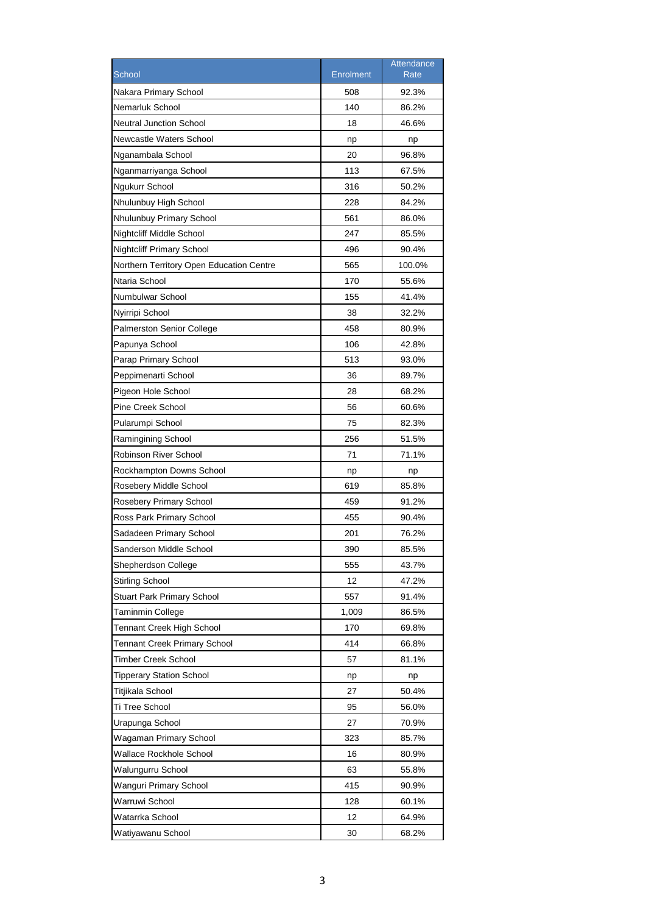| School | Enrolment | Attendance Rate |
|---|---|---|
| Nakara Primary School | 508 | 92.3% |
| Nemarluk School | 140 | 86.2% |
| Neutral Junction School | 18 | 46.6% |
| Newcastle Waters School | np | np |
| Nganambala School | 20 | 96.8% |
| Nganmarriyanga School | 113 | 67.5% |
| Ngukurr School | 316 | 50.2% |
| Nhulunbuy High School | 228 | 84.2% |
| Nhulunbuy Primary School | 561 | 86.0% |
| Nightcliff Middle School | 247 | 85.5% |
| Nightcliff Primary School | 496 | 90.4% |
| Northern Territory Open Education Centre | 565 | 100.0% |
| Ntaria School | 170 | 55.6% |
| Numbulwar School | 155 | 41.4% |
| Nyirripi School | 38 | 32.2% |
| Palmerston Senior College | 458 | 80.9% |
| Papunya School | 106 | 42.8% |
| Parap Primary School | 513 | 93.0% |
| Peppimenarti School | 36 | 89.7% |
| Pigeon Hole School | 28 | 68.2% |
| Pine Creek School | 56 | 60.6% |
| Pularumpi School | 75 | 82.3% |
| Ramingining School | 256 | 51.5% |
| Robinson River School | 71 | 71.1% |
| Rockhampton Downs School | np | np |
| Rosebery Middle School | 619 | 85.8% |
| Rosebery Primary School | 459 | 91.2% |
| Ross Park Primary School | 455 | 90.4% |
| Sadadeen Primary School | 201 | 76.2% |
| Sanderson Middle School | 390 | 85.5% |
| Shepherdson College | 555 | 43.7% |
| Stirling School | 12 | 47.2% |
| Stuart Park Primary School | 557 | 91.4% |
| Taminmin College | 1,009 | 86.5% |
| Tennant Creek High School | 170 | 69.8% |
| Tennant Creek Primary School | 414 | 66.8% |
| Timber Creek School | 57 | 81.1% |
| Tipperary Station School | np | np |
| Titjikala School | 27 | 50.4% |
| Ti Tree School | 95 | 56.0% |
| Urapunga School | 27 | 70.9% |
| Wagaman Primary School | 323 | 85.7% |
| Wallace Rockhole School | 16 | 80.9% |
| Walungurru School | 63 | 55.8% |
| Wanguri Primary School | 415 | 90.9% |
| Warruwi School | 128 | 60.1% |
| Watarrka School | 12 | 64.9% |
| Watiyawanu School | 30 | 68.2% |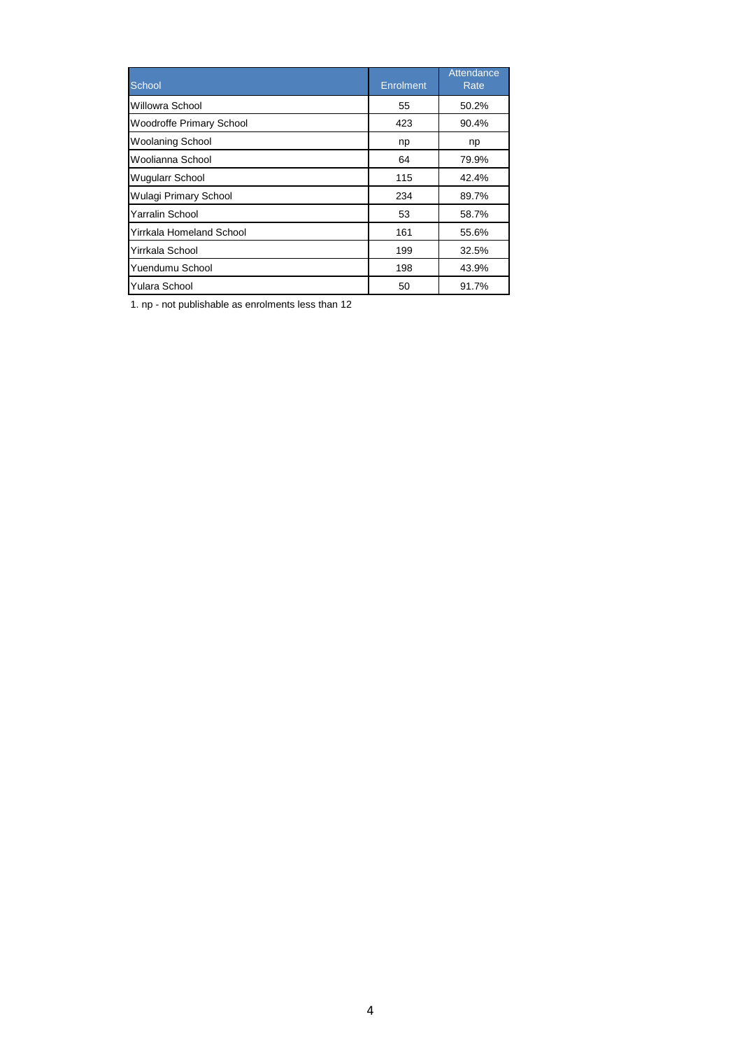| School | Enrolment | Attendance Rate |
|---|---|---|
| Willowra School | 55 | 50.2% |
| Woodroffe Primary School | 423 | 90.4% |
| Woolaning School | np | np |
| Woolianna School | 64 | 79.9% |
| Wugularr School | 115 | 42.4% |
| Wulagi Primary School | 234 | 89.7% |
| Yarralin School | 53 | 58.7% |
| Yirrkala Homeland School | 161 | 55.6% |
| Yirrkala School | 199 | 32.5% |
| Yuendumu School | 198 | 43.9% |
| Yulara School | 50 | 91.7% |

1. np - not publishable as enrolments less than 12